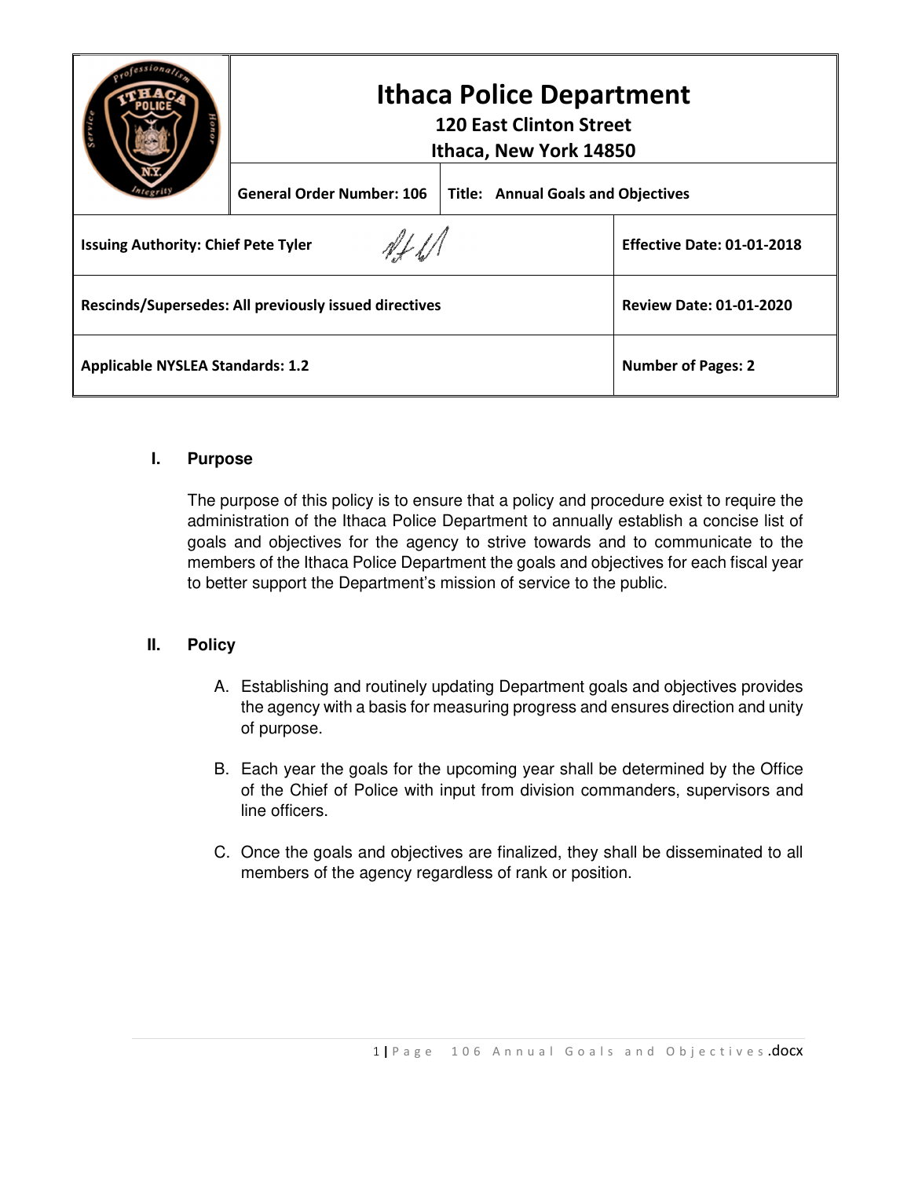| | Ithaca Police Department<br>120 East Clinton Street<br>Ithaca, New York 14850 | | |
|---|---|---|---|
| | **General Order Number: 106** | **Title: Annual Goals and Objectives** | |
| **Issuing Authority: Chief Pete Tyler** | | | **Effective Date: 01-01-2018** |
| **Rescinds/Supersedes: All previously issued directives** | | | **Review Date: 01-01-2020** |
| **Applicable NYSLEA Standards: 1.2** | | | **Number of Pages: 2** |

## I. Purpose

The purpose of this policy is to ensure that a policy and procedure exist to require the administration of the Ithaca Police Department to annually establish a concise list of goals and objectives for the agency to strive towards and to communicate to the members of the Ithaca Police Department the goals and objectives for each fiscal year to better support the Department's mission of service to the public.

## II. Policy

A. Establishing and routinely updating Department goals and objectives provides the agency with a basis for measuring progress and ensures direction and unity of purpose.

B. Each year the goals for the upcoming year shall be determined by the Office of the Chief of Police with input from division commanders, supervisors and line officers.

C. Once the goals and objectives are finalized, they shall be disseminated to all members of the agency regardless of rank or position.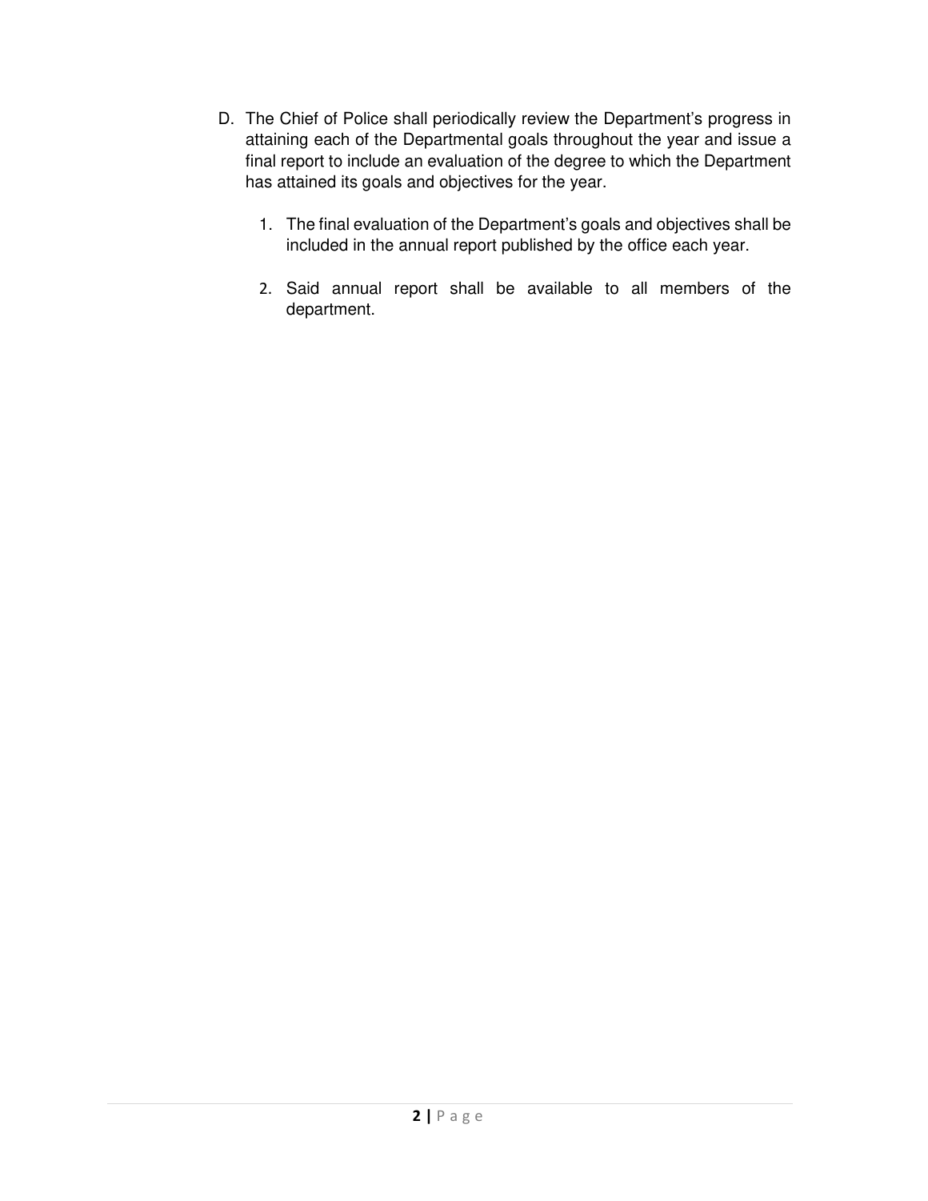D. The Chief of Police shall periodically review the Department's progress in attaining each of the Departmental goals throughout the year and issue a final report to include an evaluation of the degree to which the Department has attained its goals and objectives for the year.

   1. The final evaluation of the Department's goals and objectives shall be included in the annual report published by the office each year.

   2. Said annual report shall be available to all members of the department.